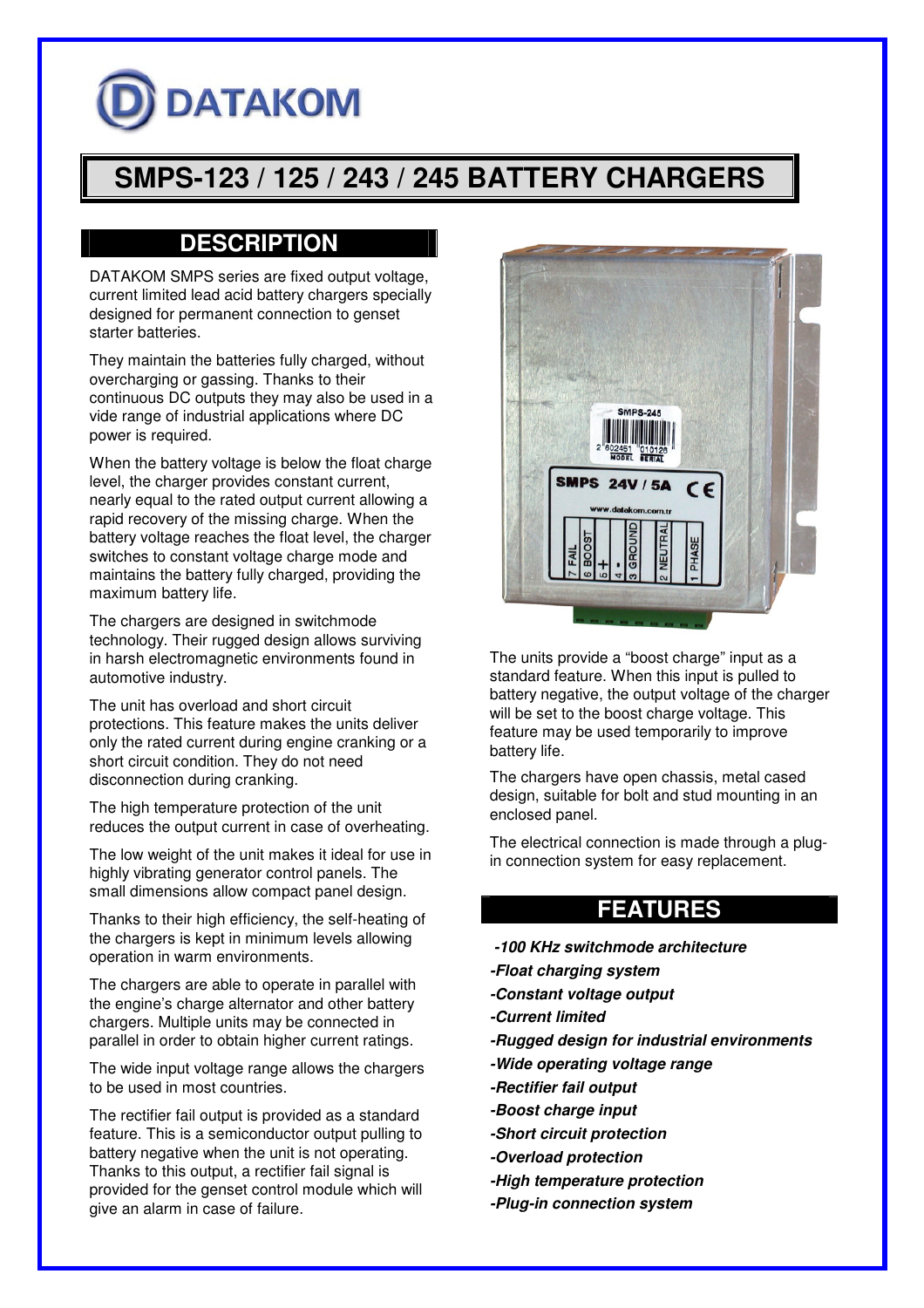DATAKOM

# SMPS-123 / 125 / 243 / 245 BATTERY CHARGERS

## DESCRIPTION

DATAKOM SMPS series are fixed output voltage, current limited lead acid battery chargers specially designed for permanent connection to genset starter batteries.

They maintain the batteries fully charged, without overcharging or gassing. Thanks to their continuous DC outputs they may also be used in a vide range of industrial applications where DC power is required.

When the battery voltage is below the float charge level, the charger provides constant current, nearly equal to the rated output current allowing a rapid recovery of the missing charge. When the battery voltage reaches the float level, the charger switches to constant voltage charge mode and maintains the battery fully charged, providing the maximum battery life.

The chargers are designed in switchmode technology. Their rugged design allows surviving in harsh electromagnetic environments found in automotive industry.

The unit has overload and short circuit protections. This feature makes the units deliver only the rated current during engine cranking or a short circuit condition. They do not need disconnection during cranking.

The high temperature protection of the unit reduces the output current in case of overheating.

The low weight of the unit makes it ideal for use in highly vibrating generator control panels. The small dimensions allow compact panel design.

Thanks to their high efficiency, the self-heating of the chargers is kept in minimum levels allowing operation in warm environments.

The chargers are able to operate in parallel with the engine's charge alternator and other battery chargers. Multiple units may be connected in parallel in order to obtain higher current ratings.

The wide input voltage range allows the chargers to be used in most countries.

The rectifier fail output is provided as a standard feature. This is a semiconductor output pulling to battery negative when the unit is not operating. Thanks to this output, a rectifier fail signal is provided for the genset control module which will give an alarm in case of failure.

The units provide a "boost charge" input as a standard feature. When this input is pulled to battery negative, the output voltage of the charger will be set to the boost charge voltage. This feature may be used temporarily to improve battery life.

The chargers have open chassis, metal cased design, suitable for bolt and stud mounting in an enclosed panel.

The electrical connection is made through a plug-in connection system for easy replacement.

## FEATURES

***-100 KHz switchmode architecture***

***-Float charging system***

***-Constant voltage output***

***-Current limited***

***-Rugged design for industrial environments***

***-Wide operating voltage range***

***-Rectifier fail output***

***-Boost charge input***

***-Short circuit protection***

***-Overload protection***

***-High temperature protection***

***-Plug-in connection system***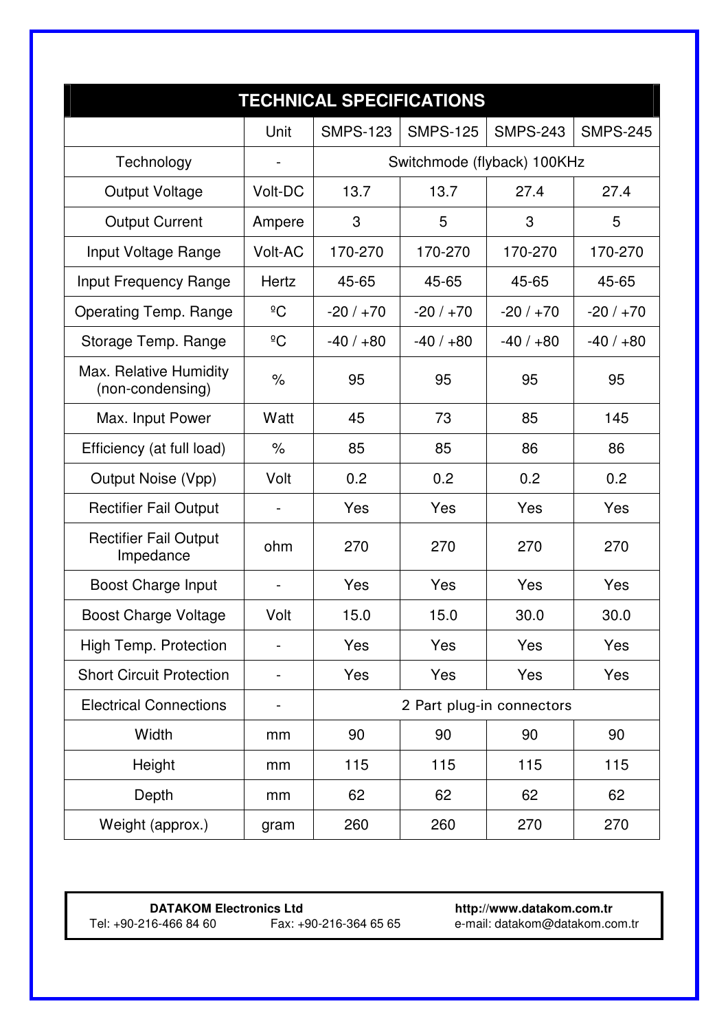## TECHNICAL SPECIFICATIONS

| | Unit | SMPS-123 | SMPS-125 | SMPS-243 | SMPS-245 |
|---|---|---|---|---|---|
| Technology | - | Switchmode (flyback) 100KHz | | | |
| Output Voltage | Volt-DC | 13.7 | 13.7 | 27.4 | 27.4 |
| Output Current | Ampere | 3 | 5 | 3 | 5 |
| Input Voltage Range | Volt-AC | 170-270 | 170-270 | 170-270 | 170-270 |
| Input Frequency Range | Hertz | 45-65 | 45-65 | 45-65 | 45-65 |
| Operating Temp. Range | ºC | -20 / +70 | -20 / +70 | -20 / +70 | -20 / +70 |
| Storage Temp. Range | ºC | -40 / +80 | -40 / +80 | -40 / +80 | -40 / +80 |
| Max. Relative Humidity (non-condensing) | % | 95 | 95 | 95 | 95 |
| Max. Input Power | Watt | 45 | 73 | 85 | 145 |
| Efficiency (at full load) | % | 85 | 85 | 86 | 86 |
| Output Noise (Vpp) | Volt | 0.2 | 0.2 | 0.2 | 0.2 |
| Rectifier Fail Output | - | Yes | Yes | Yes | Yes |
| Rectifier Fail Output Impedance | ohm | 270 | 270 | 270 | 270 |
| Boost Charge Input | - | Yes | Yes | Yes | Yes |
| Boost Charge Voltage | Volt | 15.0 | 15.0 | 30.0 | 30.0 |
| High Temp. Protection | - | Yes | Yes | Yes | Yes |
| Short Circuit Protection | - | Yes | Yes | Yes | Yes |
| Electrical Connections | - | 2 Part plug-in connectors | | | |
| Width | mm | 90 | 90 | 90 | 90 |
| Height | mm | 115 | 115 | 115 | 115 |
| Depth | mm | 62 | 62 | 62 | 62 |
| Weight (approx.) | gram | 260 | 260 | 270 | 270 |

**DATAKOM Electronics Ltd**
Tel: +90-216-466 84 60 Fax: +90-216-364 65 65

**http://www.datakom.com.tr**
e-mail: datakom@datakom.com.tr